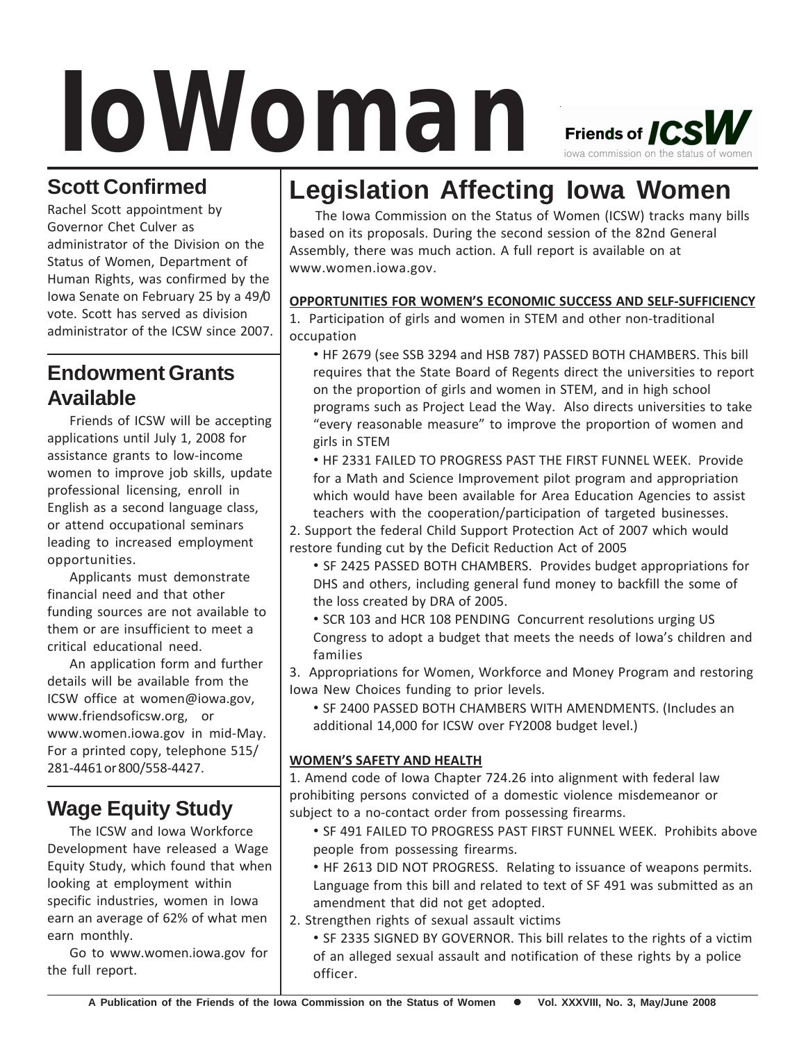# IoWoman

Friends of ICSW
iowa commission on the status of women

## Scott Confirmed

Rachel Scott appointment by Governor Chet Culver as administrator of the Division on the Status of Women, Department of Human Rights, was confirmed by the Iowa Senate on February 25 by a 49/0 vote. Scott has served as division administrator of the ICSW since 2007.

## Endowment Grants Available

Friends of ICSW will be accepting applications until July 1, 2008 for assistance grants to low-income women to improve job skills, update professional licensing, enroll in English as a second language class, or attend occupational seminars leading to increased employment opportunities.

Applicants must demonstrate financial need and that other funding sources are not available to them or are insufficient to meet a critical educational need.

An application form and further details will be available from the ICSW office at women@iowa.gov, www.friendsoficsw.org, or www.women.iowa.gov in mid-May. For a printed copy, telephone 515/ 281-4461 or 800/558-4427.

## Wage Equity Study

The ICSW and Iowa Workforce Development have released a Wage Equity Study, which found that when looking at employment within specific industries, women in Iowa earn an average of 62% of what men earn monthly.

Go to www.women.iowa.gov for the full report.

# Legislation Affecting Iowa Women

The Iowa Commission on the Status of Women (ICSW) tracks many bills based on its proposals. During the second session of the 82nd General Assembly, there was much action. A full report is available on at www.women.iowa.gov.

**OPPORTUNITIES FOR WOMEN'S ECONOMIC SUCCESS AND SELF-SUFFICIENCY**

1. Participation of girls and women in STEM and other non-traditional occupation
   - HF 2679 (see SSB 3294 and HSB 787) PASSED BOTH CHAMBERS. This bill requires that the State Board of Regents direct the universities to report on the proportion of girls and women in STEM, and in high school programs such as Project Lead the Way. Also directs universities to take "every reasonable measure" to improve the proportion of women and girls in STEM
   - HF 2331 FAILED TO PROGRESS PAST THE FIRST FUNNEL WEEK. Provide for a Math and Science Improvement pilot program and appropriation which would have been available for Area Education Agencies to assist teachers with the cooperation/participation of targeted businesses.
2. Support the federal Child Support Protection Act of 2007 which would restore funding cut by the Deficit Reduction Act of 2005
   - SF 2425 PASSED BOTH CHAMBERS. Provides budget appropriations for DHS and others, including general fund money to backfill the some of the loss created by DRA of 2005.
   - SCR 103 and HCR 108 PENDING Concurrent resolutions urging US Congress to adopt a budget that meets the needs of Iowa's children and families
3. Appropriations for Women, Workforce and Money Program and restoring Iowa New Choices funding to prior levels.
   - SF 2400 PASSED BOTH CHAMBERS WITH AMENDMENTS. (Includes an additional 14,000 for ICSW over FY2008 budget level.)

**WOMEN'S SAFETY AND HEALTH**

1. Amend code of Iowa Chapter 724.26 into alignment with federal law prohibiting persons convicted of a domestic violence misdemeanor or subject to a no-contact order from possessing firearms.
   - SF 491 FAILED TO PROGRESS PAST FIRST FUNNEL WEEK. Prohibits above people from possessing firearms.
   - HF 2613 DID NOT PROGRESS. Relating to issuance of weapons permits. Language from this bill and related to text of SF 491 was submitted as an amendment that did not get adopted.
2. Strengthen rights of sexual assault victims
   - SF 2335 SIGNED BY GOVERNOR. This bill relates to the rights of a victim of an alleged sexual assault and notification of these rights by a police officer.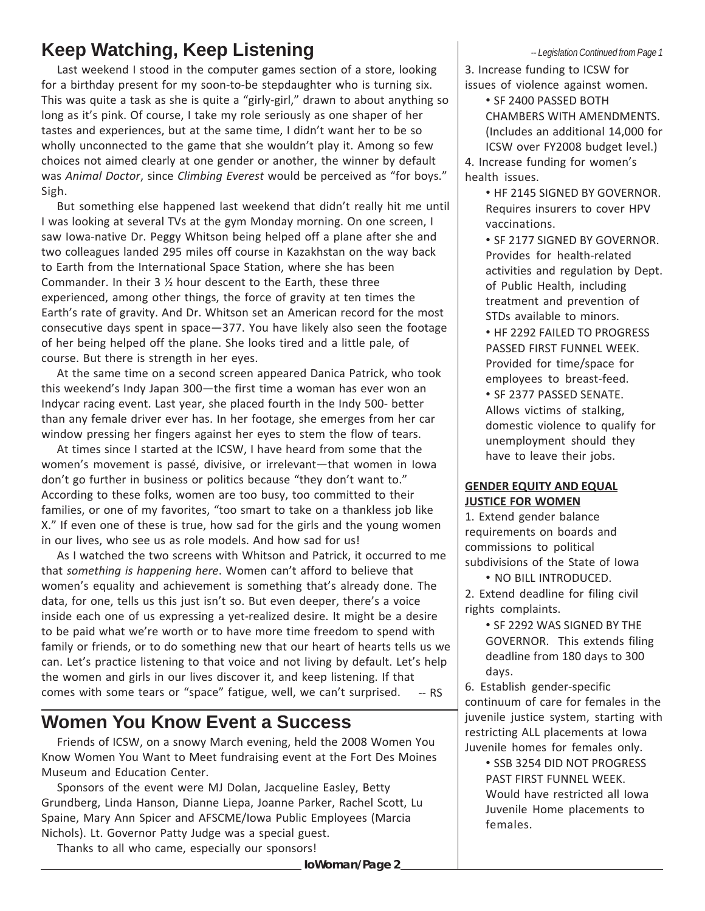## Keep Watching, Keep Listening

Last weekend I stood in the computer games section of a store, looking for a birthday present for my soon-to-be stepdaughter who is turning six. This was quite a task as she is quite a "girly-girl," drawn to about anything so long as it's pink. Of course, I take my role seriously as one shaper of her tastes and experiences, but at the same time, I didn't want her to be so wholly unconnected to the game that she wouldn't play it. Among so few choices not aimed clearly at one gender or another, the winner by default was *Animal Doctor*, since *Climbing Everest* would be perceived as "for boys." Sigh.

But something else happened last weekend that didn't really hit me until I was looking at several TVs at the gym Monday morning. On one screen, I saw Iowa-native Dr. Peggy Whitson being helped off a plane after she and two colleagues landed 295 miles off course in Kazakhstan on the way back to Earth from the International Space Station, where she has been Commander. In their 3 ½ hour descent to the Earth, these three experienced, among other things, the force of gravity at ten times the Earth's rate of gravity. And Dr. Whitson set an American record for the most consecutive days spent in space—377. You have likely also seen the footage of her being helped off the plane. She looks tired and a little pale, of course. But there is strength in her eyes.

At the same time on a second screen appeared Danica Patrick, who took this weekend's Indy Japan 300—the first time a woman has ever won an Indycar racing event. Last year, she placed fourth in the Indy 500- better than any female driver ever has. In her footage, she emerges from her car window pressing her fingers against her eyes to stem the flow of tears.

At times since I started at the ICSW, I have heard from some that the women's movement is passé, divisive, or irrelevant—that women in Iowa don't go further in business or politics because "they don't want to." According to these folks, women are too busy, too committed to their families, or one of my favorites, "too smart to take on a thankless job like X." If even one of these is true, how sad for the girls and the young women in our lives, who see us as role models. And how sad for us!

As I watched the two screens with Whitson and Patrick, it occurred to me that *something is happening here*. Women can't afford to believe that women's equality and achievement is something that's already done. The data, for one, tells us this just isn't so. But even deeper, there's a voice inside each one of us expressing a yet-realized desire. It might be a desire to be paid what we're worth or to have more time freedom to spend with family or friends, or to do something new that our heart of hearts tells us we can. Let's practice listening to that voice and not living by default. Let's help the women and girls in our lives discover it, and keep listening. If that comes with some tears or "space" fatigue, well, we can't surprised. -- RS

## Women You Know Event a Success

Friends of ICSW, on a snowy March evening, held the 2008 Women You Know Women You Want to Meet fundraising event at the Fort Des Moines Museum and Education Center.

Sponsors of the event were MJ Dolan, Jacqueline Easley, Betty Grundberg, Linda Hanson, Dianne Liepa, Joanne Parker, Rachel Scott, Lu Spaine, Mary Ann Spicer and AFSCME/Iowa Public Employees (Marcia Nichols). Lt. Governor Patty Judge was a special guest.

Thanks to all who came, especially our sponsors!

*-- Legislation Continued from Page 1*

3. Increase funding to ICSW for issues of violence against women.
   - SF 2400 PASSED BOTH CHAMBERS WITH AMENDMENTS. (Includes an additional 14,000 for ICSW over FY2008 budget level.)

4. Increase funding for women's health issues.
   - HF 2145 SIGNED BY GOVERNOR. Requires insurers to cover HPV vaccinations.
   - SF 2177 SIGNED BY GOVERNOR. Provides for health-related activities and regulation by Dept. of Public Health, including treatment and prevention of STDs available to minors.
   - HF 2292 FAILED TO PROGRESS PASSED FIRST FUNNEL WEEK. Provided for time/space for employees to breast-feed.
   - SF 2377 PASSED SENATE. Allows victims of stalking, domestic violence to qualify for unemployment should they have to leave their jobs.

**GENDER EQUITY AND EQUAL JUSTICE FOR WOMEN**

1. Extend gender balance requirements on boards and commissions to political subdivisions of the State of Iowa
   - NO BILL INTRODUCED.

2. Extend deadline for filing civil rights complaints.
   - SF 2292 WAS SIGNED BY THE GOVERNOR. This extends filing deadline from 180 days to 300 days.

6. Establish gender-specific continuum of care for females in the juvenile justice system, starting with restricting ALL placements at Iowa Juvenile homes for females only.
   - SSB 3254 DID NOT PROGRESS PAST FIRST FUNNEL WEEK. Would have restricted all Iowa Juvenile Home placements to females.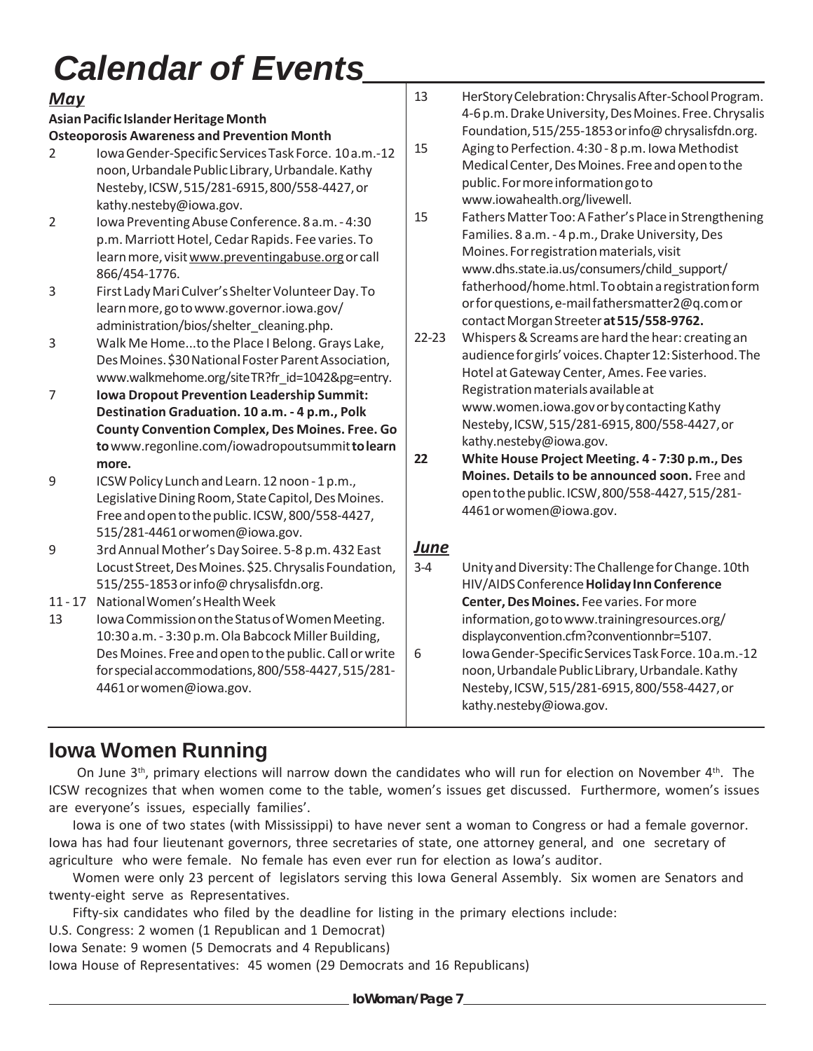# Calendar of Events

## *May*

**Asian Pacific Islander Heritage Month**
**Osteoporosis Awareness and Prevention Month**

2 Iowa Gender-Specific Services Task Force. 10 a.m.-12 noon, Urbandale Public Library, Urbandale. Kathy Nesteby, ICSW, 515/281-6915, 800/558-4427, or kathy.nesteby@iowa.gov.

2 Iowa Preventing Abuse Conference. 8 a.m. - 4:30 p.m. Marriott Hotel, Cedar Rapids. Fee varies. To learn more, visit www.preventingabuse.org or call 866/454-1776.

3 First Lady Mari Culver's Shelter Volunteer Day. To learn more, go to www.governor.iowa.gov/administration/bios/shelter_cleaning.php.

3 Walk Me Home...to the Place I Belong. Grays Lake, Des Moines. $30 National Foster Parent Association, www.walkmehome.org/siteTR?fr_id=1042&pg=entry.

7 **Iowa Dropout Prevention Leadership Summit: Destination Graduation. 10 a.m. - 4 p.m., Polk County Convention Complex, Des Moines. Free. Go to** www.regonline.com/iowadropoutsummit **to learn more.**

9 ICSW Policy Lunch and Learn. 12 noon - 1 p.m., Legislative Dining Room, State Capitol, Des Moines. Free and open to the public. ICSW, 800/558-4427, 515/281-4461 or women@iowa.gov.

9 3rd Annual Mother's Day Soiree. 5-8 p.m. 432 East Locust Street, Des Moines. $25. Chrysalis Foundation, 515/255-1853 or info@ chrysalisfdn.org.

11 - 17 National Women's Health Week

13 Iowa Commission on the Status of Women Meeting. 10:30 a.m. - 3:30 p.m. Ola Babcock Miller Building, Des Moines. Free and open to the public. Call or write for special accommodations, 800/558-4427, 515/281-4461 or women@iowa.gov.

13 HerStory Celebration: Chrysalis After-School Program. 4-6 p.m. Drake University, Des Moines. Free. Chrysalis Foundation, 515/255-1853 or info@ chrysalisfdn.org.

15 Aging to Perfection. 4:30 - 8 p.m. Iowa Methodist Medical Center, Des Moines. Free and open to the public. For more information go to www.iowahealth.org/livewell.

15 Fathers Matter Too: A Father's Place in Strengthening Families. 8 a.m. - 4 p.m., Drake University, Des Moines. For registration materials, visit www.dhs.state.ia.us/consumers/child_support/fatherhood/home.html. To obtain a registration form or for questions, e-mail fathersmatter2@q.com or contact Morgan Streeter **at 515/558-9762.**

22-23 Whispers & Screams are hard the hear: creating an audience for girls' voices. Chapter 12: Sisterhood. The Hotel at Gateway Center, Ames. Fee varies. Registration materials available at www.women.iowa.gov or by contacting Kathy Nesteby, ICSW, 515/281-6915, 800/558-4427, or kathy.nesteby@iowa.gov.

**22** **White House Project Meeting. 4 - 7:30 p.m., Des Moines. Details to be announced soon.** Free and open to the public. ICSW, 800/558-4427, 515/281-4461 or women@iowa.gov.

## *June*

3-4 Unity and Diversity: The Challenge for Change. 10th HIV/AIDS Conference **Holiday Inn Conference Center, Des Moines.** Fee varies. For more information, go to www.trainingresources.org/displayconvention.cfm?conventionnbr=5107.

6 Iowa Gender-Specific Services Task Force. 10 a.m.-12 noon, Urbandale Public Library, Urbandale. Kathy Nesteby, ICSW, 515/281-6915, 800/558-4427, or kathy.nesteby@iowa.gov.

# Iowa Women Running

On June 3rd, primary elections will narrow down the candidates who will run for election on November 4th. The ICSW recognizes that when women come to the table, women's issues get discussed. Furthermore, women's issues are everyone's issues, especially families'.

Iowa is one of two states (with Mississippi) to have never sent a woman to Congress or had a female governor. Iowa has had four lieutenant governors, three secretaries of state, one attorney general, and one secretary of agriculture who were female. No female has even ever run for election as Iowa's auditor.

Women were only 23 percent of legislators serving this Iowa General Assembly. Six women are Senators and twenty-eight serve as Representatives.

Fifty-six candidates who filed by the deadline for listing in the primary elections include:

U.S. Congress: 2 women (1 Republican and 1 Democrat)
Iowa Senate: 9 women (5 Democrats and 4 Republicans)
Iowa House of Representatives: 45 women (29 Democrats and 16 Republicans)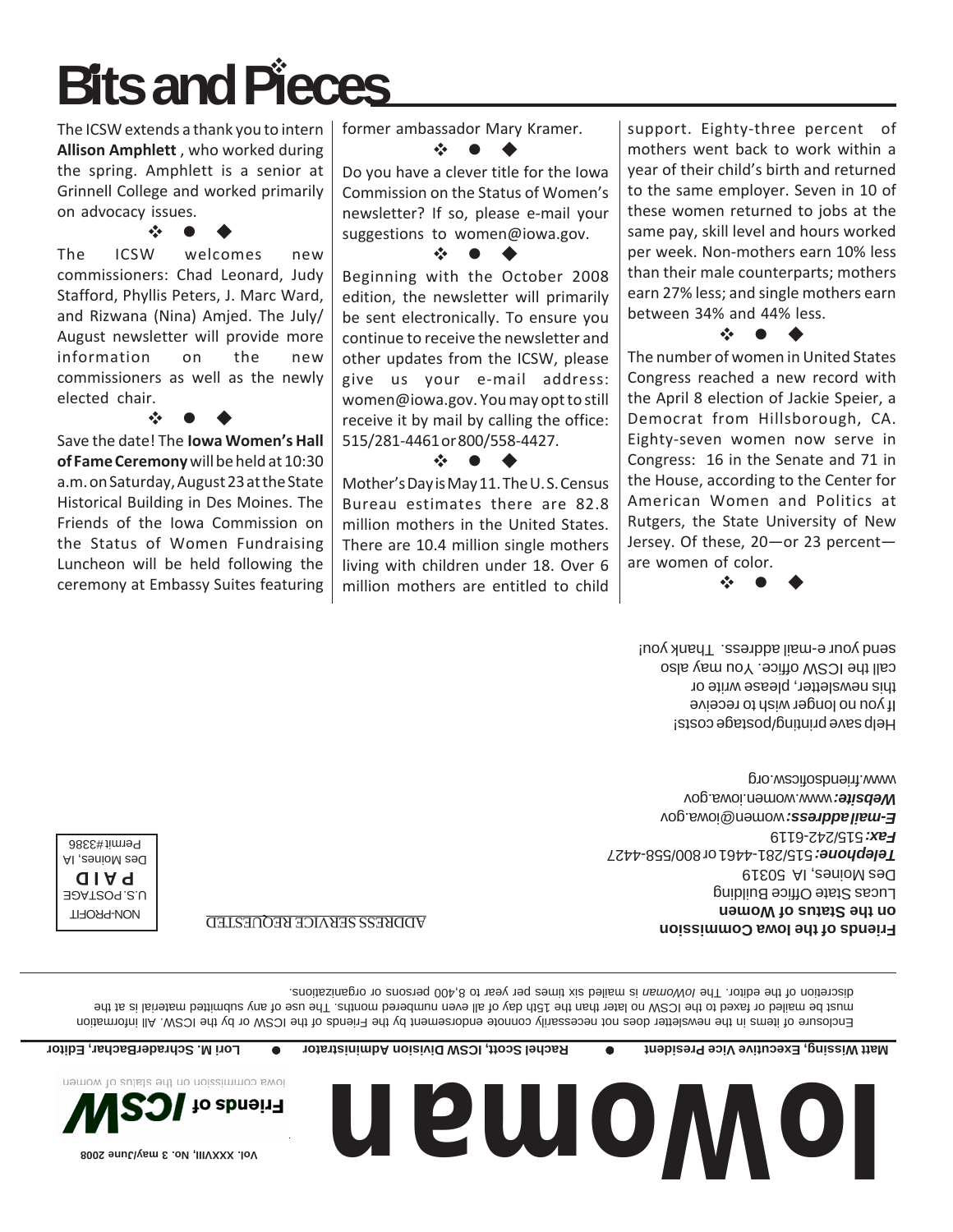# Bits and Pieces

The ICSW extends a thank you to intern **Allison Amphlett** , who worked during the spring. Amphlett is a senior at Grinnell College and worked primarily on advocacy issues.

❖ ● ◆

The ICSW welcomes new commissioners: Chad Leonard, Judy Stafford, Phyllis Peters, J. Marc Ward, and Rizwana (Nina) Amjed. The July/August newsletter will provide more information on the new commissioners as well as the newly elected chair.

❖ ● ◆

Save the date! The **Iowa Women's Hall of Fame Ceremony** will be held at 10:30 a.m. on Saturday, August 23 at the State Historical Building in Des Moines. The Friends of the Iowa Commission on the Status of Women Fundraising Luncheon will be held following the ceremony at Embassy Suites featuring former ambassador Mary Kramer.

❖ ● ◆

Do you have a clever title for the Iowa Commission on the Status of Women's newsletter? If so, please e-mail your suggestions to women@iowa.gov.

❖ ● ◆

Beginning with the October 2008 edition, the newsletter will primarily be sent electronically. To ensure you continue to receive the newsletter and other updates from the ICSW, please give us your e-mail address: women@iowa.gov. You may opt to still receive it by mail by calling the office: 515/281-4461 or 800/558-4427.

❖ ● ◆

Mother's Day is May 11. The U. S. Census Bureau estimates there are 82.8 million mothers in the United States. There are 10.4 million single mothers living with children under 18. Over 6 million mothers are entitled to child support. Eighty-three percent of mothers went back to work within a year of their child's birth and returned to the same employer. Seven in 10 of these women returned to jobs at the same pay, skill level and hours worked per week. Non-mothers earn 10% less than their male counterparts; mothers earn 27% less; and single mothers earn between 34% and 44% less.

❖ ● ◆

The number of women in United States Congress reached a new record with the April 8 election of Jackie Speier, a Democrat from Hillsborough, CA. Eighty-seven women now serve in Congress: 16 in the Senate and 71 in the House, according to the Center for American Women and Politics at Rutgers, the State University of New Jersey. Of these, 20—or 23 percent—are women of color.

❖ ● ◆

Help save printing/postage costs! If you no longer wish to receive this newsletter, please write or call the ICSW office. You may also send your e-mail address. Thank you!

**Friends of the Iowa Commission on the Status of Women**
Lucas State Office Building
Des Moines, IA 50319
***Telephone:*** 515/281-4461 or 800/558-4427
***Fax:*** 515/242-6119
***E-mail address:*** women@iowa.gov
***Website:*** www.women.iowa.gov
www.friendsoficsw.org

ADDRESS SERVICE REQUESTED

NON-PROFIT
U.S. POSTAGE
**PAID**
Des Moines, IA
Permit #3386

Enclosure of items in the newsletter does not necessarily connote endorsement by the Friends of the ICSW or by the ICSW. All information must be mailed or faxed to the ICSW no later than the 15th day of all even numbered months. The use of any submitted material is at the discretion of the editor. The *IoWoman* is mailed six times per year to 8,400 persons or organizations.

**Matt Wissing, Executive Vice President** ● **Rachel Scott, ICSW Division Administrator** ● **Lori M. SchraderBachar, Editor**

# IoWoman

**Friends of ICSW**
iowa commission on the status of women

**Vol. XXXVIII, No. 3 may/June 2008**